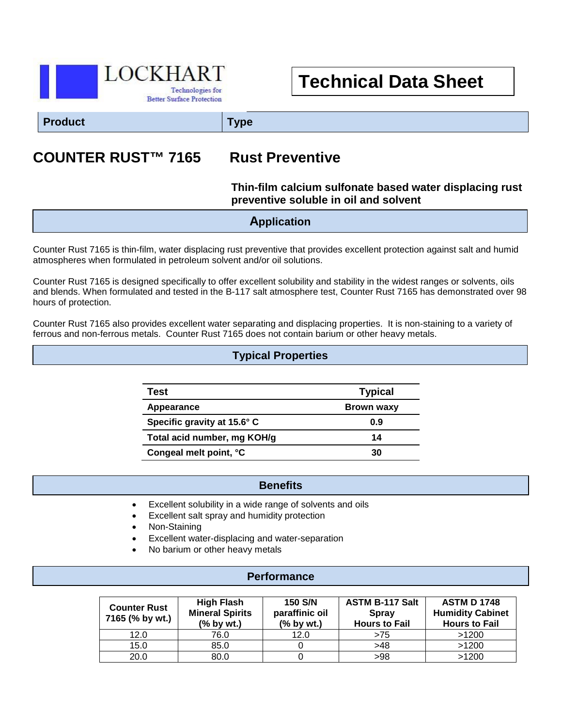LOCKHART

Technologies for Better Surface Protection

# Technical Data Sheet

| Product | Type |
|---|---|

## COUNTER RUST™ 7165 — Rust Preventive

**Thin-film calcium sulfonate based water displacing rust preventive soluble in oil and solvent**

## Application

Counter Rust 7165 is thin-film, water displacing rust preventive that provides excellent protection against salt and humid atmospheres when formulated in petroleum solvent and/or oil solutions.

Counter Rust 7165 is designed specifically to offer excellent solubility and stability in the widest ranges or solvents, oils and blends. When formulated and tested in the B-117 salt atmosphere test, Counter Rust 7165 has demonstrated over 98 hours of protection.

Counter Rust 7165 also provides excellent water separating and displacing properties. It is non-staining to a variety of ferrous and non-ferrous metals. Counter Rust 7165 does not contain barium or other heavy metals.

## Typical Properties

| Test | Typical |
|---|---|
| Appearance | Brown waxy |
| Specific gravity at 15.6° C | 0.9 |
| Total acid number, mg KOH/g | 14 |
| Congeal melt point, °C | 30 |

## Benefits

- Excellent solubility in a wide range of solvents and oils
- Excellent salt spray and humidity protection
- Non-Staining
- Excellent water-displacing and water-separation
- No barium or other heavy metals

## Performance

| Counter Rust 7165 (% by wt.) | High Flash Mineral Spirits (% by wt.) | 150 S/N paraffinic oil (% by wt.) | ASTM B-117 Salt Spray Hours to Fail | ASTM D 1748 Humidity Cabinet Hours to Fail |
|---|---|---|---|---|
| 12.0 | 76.0 | 12.0 | >75 | >1200 |
| 15.0 | 85.0 | 0 | >48 | >1200 |
| 20.0 | 80.0 | 0 | >98 | >1200 |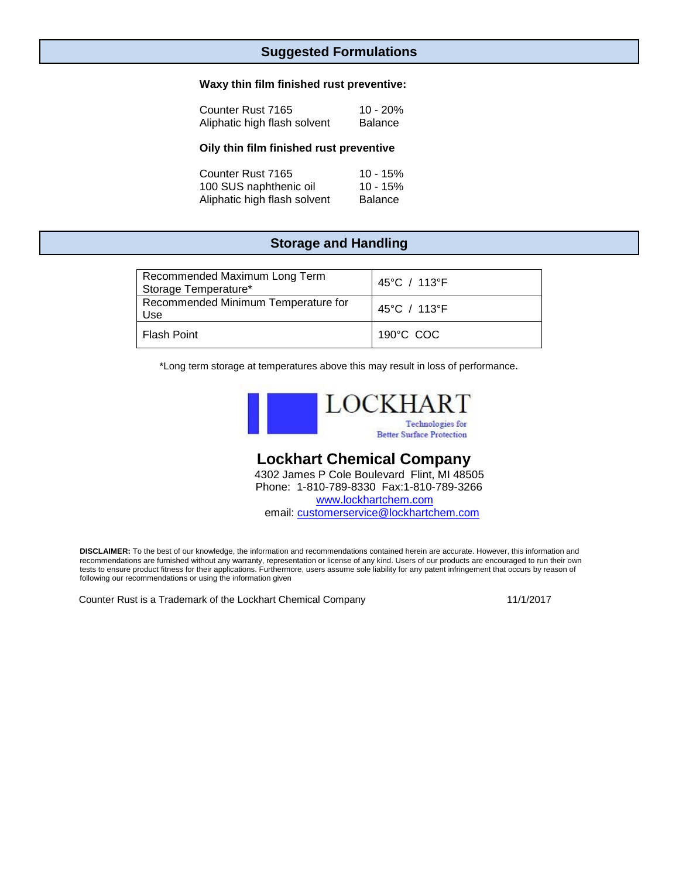## Suggested Formulations

**Waxy thin film finished rust preventive:**

| | |
|---|---|
| Counter Rust 7165 | 10 - 20% |
| Aliphatic high flash solvent | Balance |

**Oily thin film finished rust preventive**

| | |
|---|---|
| Counter Rust 7165 | 10 - 15% |
| 100 SUS naphthenic oil | 10 - 15% |
| Aliphatic high flash solvent | Balance |

## Storage and Handling

| | |
|---|---|
| Recommended Maximum Long Term Storage Temperature* | 45°C / 113°F |
| Recommended Minimum Temperature for Use | 45°C / 113°F |
| Flash Point | 190°C COC |

*Long term storage at temperatures above this may result in loss of performance.

LOCKHART

Technologies for Better Surface Protection

**Lockhart Chemical Company**

4302 James P Cole Boulevard Flint, MI 48505

Phone: 1-810-789-8330 Fax:1-810-789-3266

www.lockhartchem.com

email: customerservice@lockhartchem.com

**DISCLAIMER:** To the best of our knowledge, the information and recommendations contained herein are accurate. However, this information and recommendations are furnished without any warranty, representation or license of any kind. Users of our products are encouraged to run their own tests to ensure product fitness for their applications. Furthermore, users assume sole liability for any patent infringement that occurs by reason of following our recommendations or using the information given

Counter Rust is a Trademark of the Lockhart Chemical Company 11/1/2017